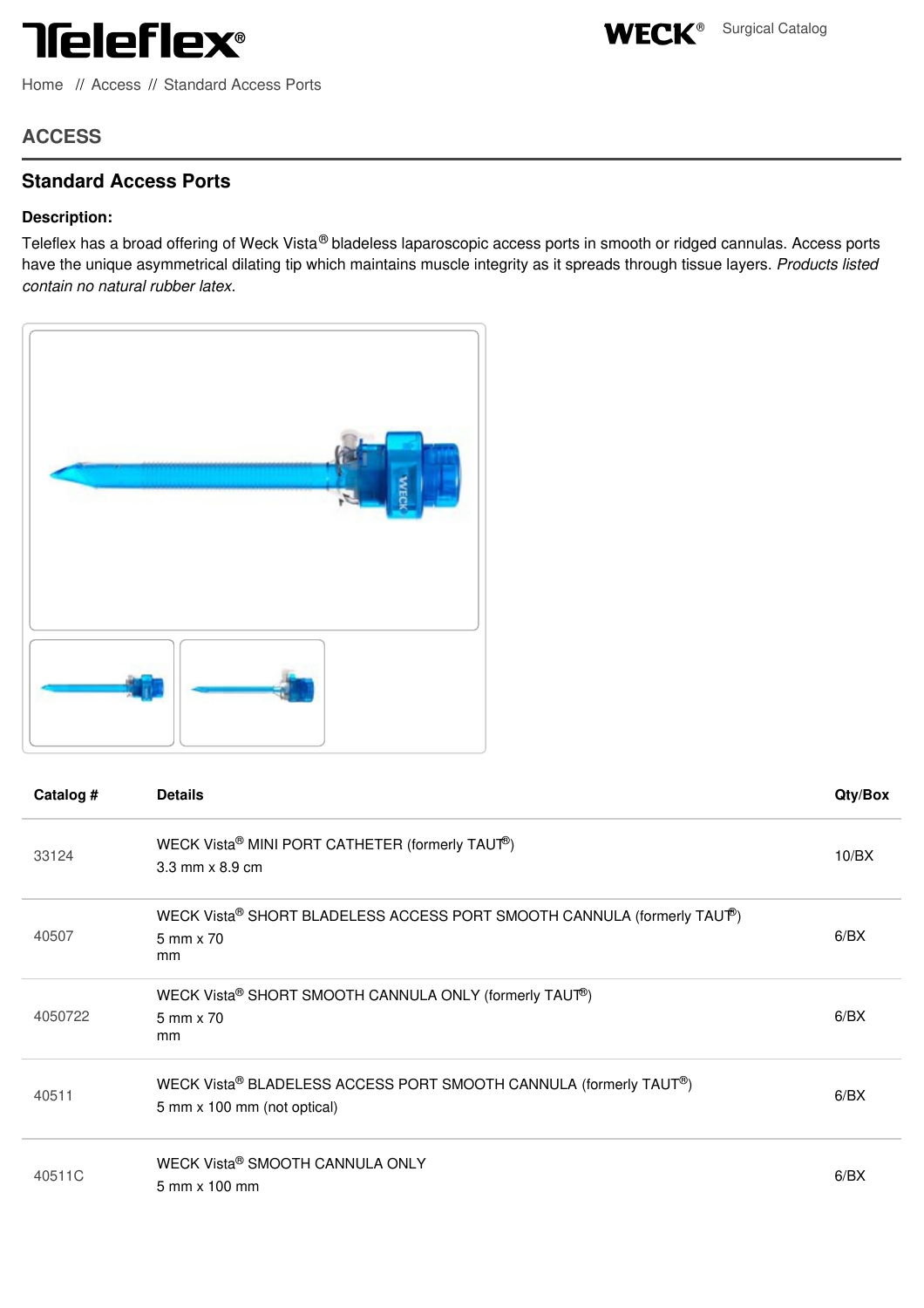Teleflex®

WECK® Surgical Catalog

Home // Access // Standard Access Ports

## ACCESS

### Standard Access Ports

**Description:**

Teleflex has a broad offering of Weck Vista® bladeless laparoscopic access ports in smooth or ridged cannulas. Access ports have the unique asymmetrical dilating tip which maintains muscle integrity as it spreads through tissue layers. *Products listed contain no natural rubber latex.*

| Catalog # | Details | Qty/Box |
| --- | --- | --- |
| 33124 | WECK Vista® MINI PORT CATHETER (formerly TAUT®)<br>3.3 mm x 8.9 cm | 10/BX |
| 40507 | WECK Vista® SHORT BLADELESS ACCESS PORT SMOOTH CANNULA (formerly TAUT®)<br>5 mm x 70 mm | 6/BX |
| 4050722 | WECK Vista® SHORT SMOOTH CANNULA ONLY (formerly TAUT®)<br>5 mm x 70 mm | 6/BX |
| 40511 | WECK Vista® BLADELESS ACCESS PORT SMOOTH CANNULA (formerly TAUT®)<br>5 mm x 100 mm (not optical) | 6/BX |
| 40511C | WECK Vista® SMOOTH CANNULA ONLY<br>5 mm x 100 mm | 6/BX |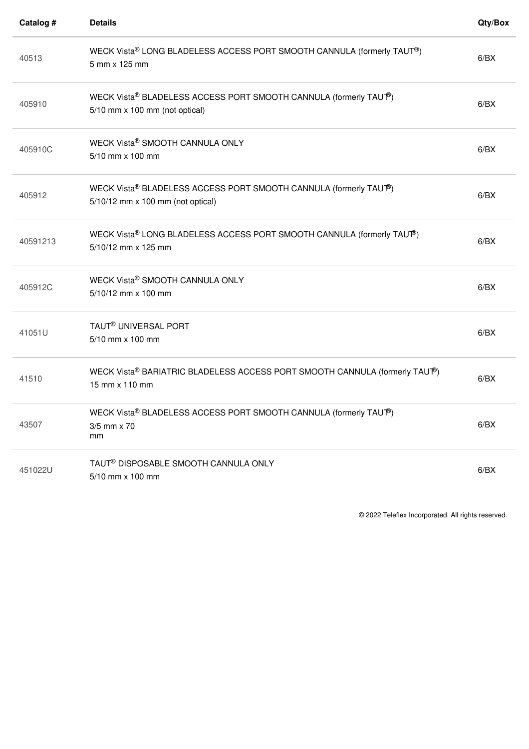| Catalog # | Details | Qty/Box |
|---|---|---|
| 40513 | WECK Vista® LONG BLADELESS ACCESS PORT SMOOTH CANNULA (formerly TAUT®) 5 mm x 125 mm | 6/BX |
| 405910 | WECK Vista® BLADELESS ACCESS PORT SMOOTH CANNULA (formerly TAUT®) 5/10 mm x 100 mm (not optical) | 6/BX |
| 405910C | WECK Vista® SMOOTH CANNULA ONLY 5/10 mm x 100 mm | 6/BX |
| 405912 | WECK Vista® BLADELESS ACCESS PORT SMOOTH CANNULA (formerly TAUT®) 5/10/12 mm x 100 mm (not optical) | 6/BX |
| 40591213 | WECK Vista® LONG BLADELESS ACCESS PORT SMOOTH CANNULA (formerly TAUT®) 5/10/12 mm x 125 mm | 6/BX |
| 405912C | WECK Vista® SMOOTH CANNULA ONLY 5/10/12 mm x 100 mm | 6/BX |
| 41051U | TAUT® UNIVERSAL PORT 5/10 mm x 100 mm | 6/BX |
| 41510 | WECK Vista® BARIATRIC BLADELESS ACCESS PORT SMOOTH CANNULA (formerly TAUT®) 15 mm x 110 mm | 6/BX |
| 43507 | WECK Vista® BLADELESS ACCESS PORT SMOOTH CANNULA (formerly TAUT®) 3/5 mm x 70 mm | 6/BX |
| 451022U | TAUT® DISPOSABLE SMOOTH CANNULA ONLY 5/10 mm x 100 mm | 6/BX |

© 2022 Teleflex Incorporated. All rights reserved.